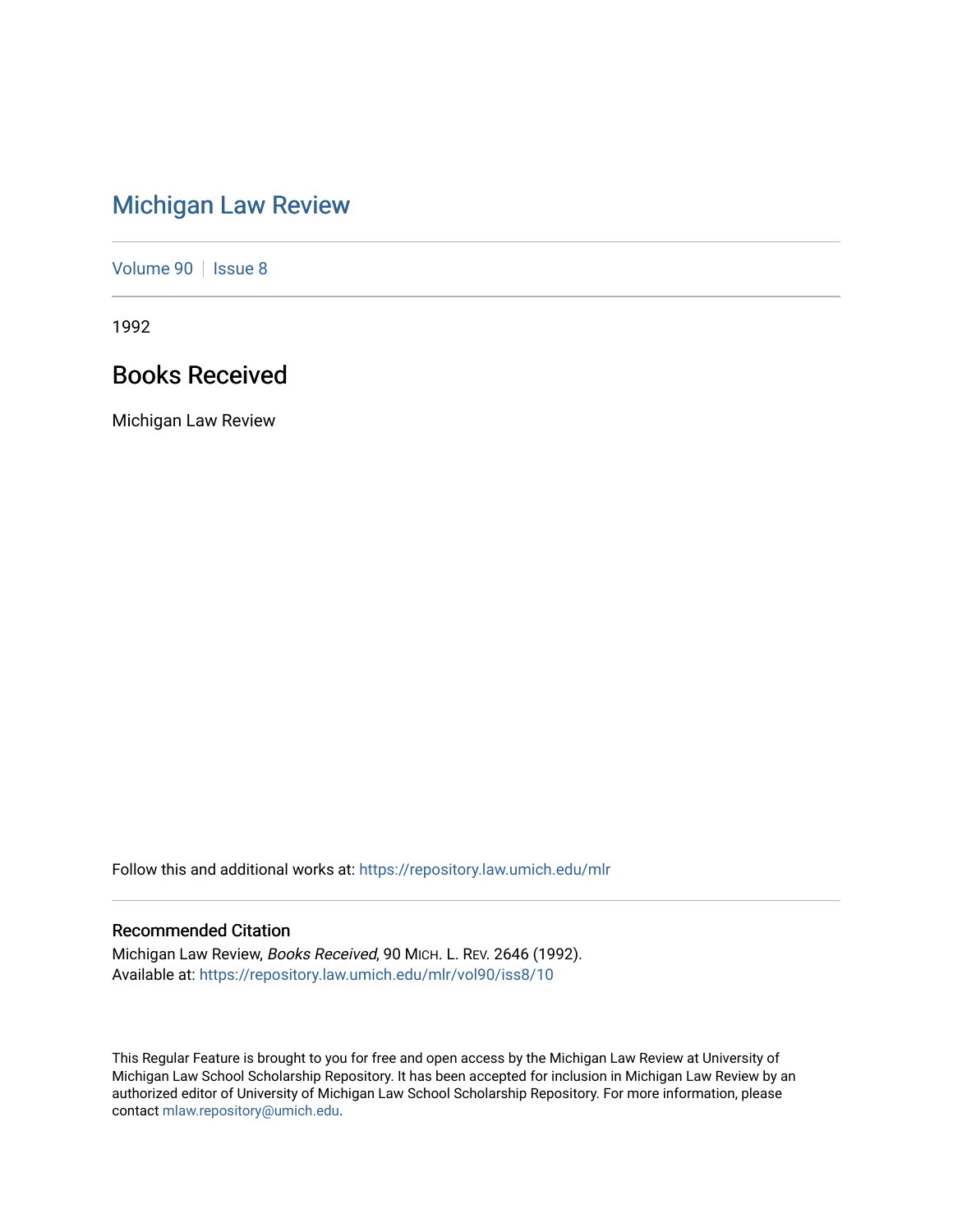# Michigan Law Review

Volume 90 | Issue 8

1992

## Books Received

Michigan Law Review

Follow this and additional works at: https://repository.law.umich.edu/mlr

### Recommended Citation

Michigan Law Review, *Books Received*, 90 MICH. L. REV. 2646 (1992).
Available at: https://repository.law.umich.edu/mlr/vol90/iss8/10

This Regular Feature is brought to you for free and open access by the Michigan Law Review at University of Michigan Law School Scholarship Repository. It has been accepted for inclusion in Michigan Law Review by an authorized editor of University of Michigan Law School Scholarship Repository. For more information, please contact mlaw.repository@umich.edu.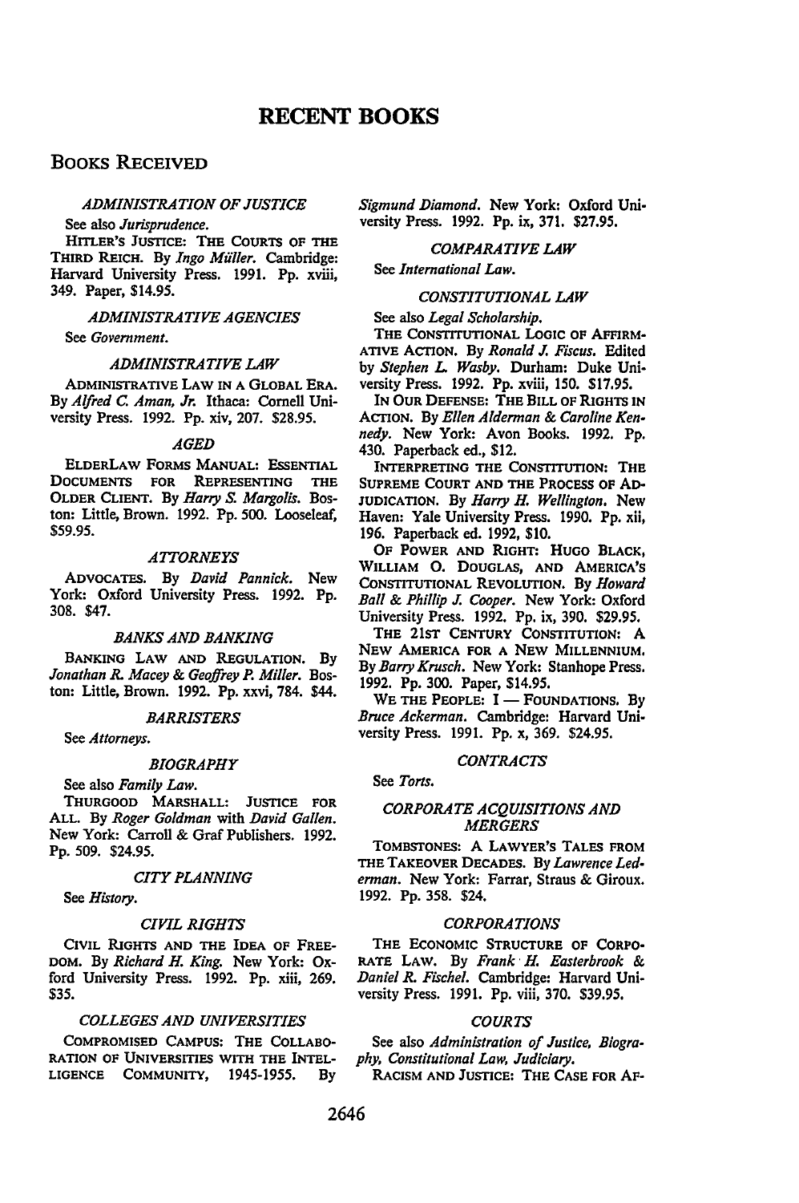# RECENT BOOKS

## BOOKS RECEIVED

### *ADMINISTRATION OF JUSTICE*

See also *Jurisprudence.*

HITLER'S JUSTICE: THE COURTS OF THE THIRD REICH. By *Ingo Müller.* Cambridge: Harvard University Press. 1991. Pp. xviii, 349. Paper, $14.95.

### *ADMINISTRATIVE AGENCIES*

See *Government.*

### *ADMINISTRATIVE LAW*

ADMINISTRATIVE LAW IN A GLOBAL ERA. By *Alfred C. Aman, Jr.* Ithaca: Cornell University Press. 1992. Pp. xiv, 207. $28.95.

### *AGED*

ELDERLAW FORMS MANUAL: ESSENTIAL DOCUMENTS FOR REPRESENTING THE OLDER CLIENT. By *Harry S. Margolis.* Boston: Little, Brown. 1992. Pp. 500. Looseleaf, $59.95.

### *ATTORNEYS*

ADVOCATES. By *David Pannick.* New York: Oxford University Press. 1992. Pp. 308. $47.

### *BANKS AND BANKING*

BANKING LAW AND REGULATION. By *Jonathan R. Macey & Geoffrey P. Miller.* Boston: Little, Brown. 1992. Pp. xxvi, 784. $44.

### *BARRISTERS*

See *Attorneys.*

### *BIOGRAPHY*

See also *Family Law.*

THURGOOD MARSHALL: JUSTICE FOR ALL. By *Roger Goldman* with *David Gallen.* New York: Carroll & Graf Publishers. 1992. Pp. 509. $24.95.

### *CITY PLANNING*

See *History.*

### *CIVIL RIGHTS*

CIVIL RIGHTS AND THE IDEA OF FREEDOM. By *Richard H. King.* New York: Oxford University Press. 1992. Pp. xiii, 269. $35.

### *COLLEGES AND UNIVERSITIES*

COMPROMISED CAMPUS: THE COLLABORATION OF UNIVERSITIES WITH THE INTELLIGENCE COMMUNITY, 1945-1955. By *Sigmund Diamond.* New York: Oxford University Press. 1992. Pp. ix, 371. $27.95.

### *COMPARATIVE LAW*

See *International Law.*

### *CONSTITUTIONAL LAW*

See also *Legal Scholarship.*

THE CONSTITUTIONAL LOGIC OF AFFIRMATIVE ACTION. By *Ronald J. Fiscus.* Edited by *Stephen L. Wasby.* Durham: Duke University Press. 1992. Pp. xviii, 150. $17.95.

IN OUR DEFENSE: THE BILL OF RIGHTS IN ACTION. By *Ellen Alderman & Caroline Kennedy.* New York: Avon Books. 1992. Pp. 430. Paperback ed., $12.

INTERPRETING THE CONSTITUTION: THE SUPREME COURT AND THE PROCESS OF ADJUDICATION. By *Harry H. Wellington.* New Haven: Yale University Press. 1990. Pp. xii, 196. Paperback ed. 1992, $10.

OF POWER AND RIGHT: HUGO BLACK, WILLIAM O. DOUGLAS, AND AMERICA'S CONSTITUTIONAL REVOLUTION. By *Howard Ball & Phillip J. Cooper.* New York: Oxford University Press. 1992. Pp. ix, 390. $29.95.

THE 21ST CENTURY CONSTITUTION: A NEW AMERICA FOR A NEW MILLENNIUM. By *Barry Krusch.* New York: Stanhope Press. 1992. Pp. 300. Paper, $14.95.

WE THE PEOPLE: I — FOUNDATIONS. By *Bruce Ackerman.* Cambridge: Harvard University Press. 1991. Pp. x, 369. $24.95.

### *CONTRACTS*

See *Torts.*

### *CORPORATE ACQUISITIONS AND MERGERS*

TOMBSTONES: A LAWYER'S TALES FROM THE TAKEOVER DECADES. By *Lawrence Lederman.* New York: Farrar, Straus & Giroux. 1992. Pp. 358. $24.

### *CORPORATIONS*

THE ECONOMIC STRUCTURE OF CORPORATE LAW. By *Frank H. Easterbrook & Daniel R. Fischel.* Cambridge: Harvard University Press. 1991. Pp. viii, 370. $39.95.

### *COURTS*

See also *Administration of Justice, Biography, Constitutional Law, Judiciary.*

RACISM AND JUSTICE: THE CASE FOR AF-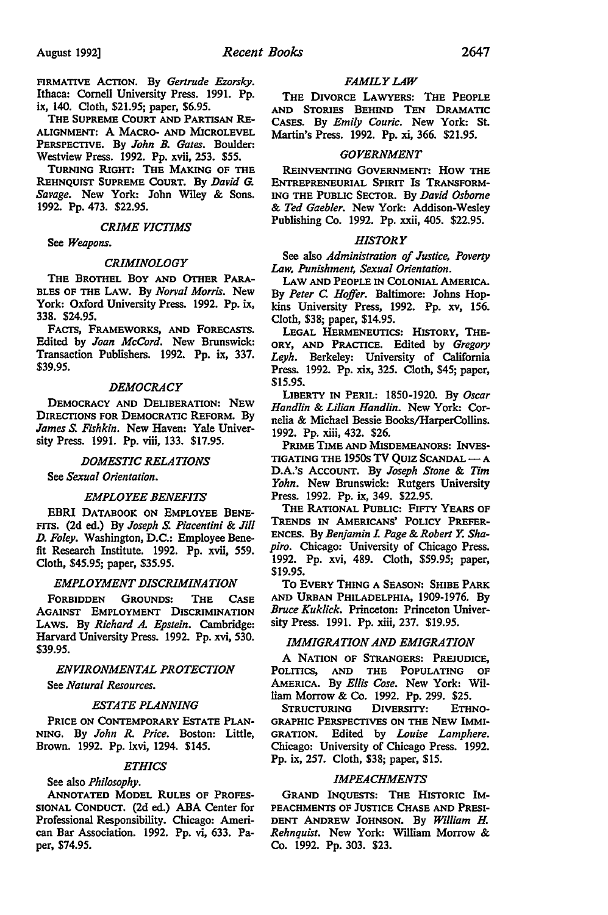FIRMATIVE ACTION. By *Gertrude Ezorsky*. Ithaca: Cornell University Press. 1991. Pp. ix, 140. Cloth, $21.95; paper, $6.95.

THE SUPREME COURT AND PARTISAN REALIGNMENT: A MACRO- AND MICROLEVEL PERSPECTIVE. By *John B. Gates*. Boulder: Westview Press. 1992. Pp. xvii, 253. $55.

TURNING RIGHT: THE MAKING OF THE REHNQUIST SUPREME COURT. By *David G. Savage*. New York: John Wiley & Sons. 1992. Pp. 473. $22.95.

### *CRIME VICTIMS*

See *Weapons*.

### *CRIMINOLOGY*

THE BROTHEL BOY AND OTHER PARABLES OF THE LAW. By *Norval Morris*. New York: Oxford University Press. 1992. Pp. ix, 338. $24.95.

FACTS, FRAMEWORKS, AND FORECASTS. Edited by *Joan McCord*. New Brunswick: Transaction Publishers. 1992. Pp. ix, 337. $39.95.

### *DEMOCRACY*

DEMOCRACY AND DELIBERATION: NEW DIRECTIONS FOR DEMOCRATIC REFORM. By *James S. Fishkin*. New Haven: Yale University Press. 1991. Pp. viii, 133. $17.95.

### *DOMESTIC RELATIONS*

See *Sexual Orientation*.

### *EMPLOYEE BENEFITS*

EBRI DATABOOK ON EMPLOYEE BENEFITS. (2d ed.) By *Joseph S. Piacentini & Jill D. Foley*. Washington, D.C.: Employee Benefit Research Institute. 1992. Pp. xvii, 559. Cloth, $45.95; paper, $35.95.

### *EMPLOYMENT DISCRIMINATION*

FORBIDDEN GROUNDS: THE CASE AGAINST EMPLOYMENT DISCRIMINATION LAWS. By *Richard A. Epstein*. Cambridge: Harvard University Press. 1992. Pp. xvi, 530. $39.95.

### *ENVIRONMENTAL PROTECTION*

See *Natural Resources*.

### *ESTATE PLANNING*

PRICE ON CONTEMPORARY ESTATE PLANNING. By *John R. Price*. Boston: Little, Brown. 1992. Pp. lxvi, 1294. $145.

### *ETHICS*

See also *Philosophy*.

ANNOTATED MODEL RULES OF PROFESSIONAL CONDUCT. (2d ed.) ABA Center for Professional Responsibility. Chicago: American Bar Association. 1992. Pp. vi, 633. Paper, $74.95.

### *FAMILY LAW*

THE DIVORCE LAWYERS: THE PEOPLE AND STORIES BEHIND TEN DRAMATIC CASES. By *Emily Couric*. New York: St. Martin's Press. 1992. Pp. xi, 366. $21.95.

### *GOVERNMENT*

REINVENTING GOVERNMENT: HOW THE ENTREPRENEURIAL SPIRIT IS TRANSFORMING THE PUBLIC SECTOR. By *David Osborne & Ted Gaebler*. New York: Addison-Wesley Publishing Co. 1992. Pp. xxii, 405. $22.95.

### *HISTORY*

See also *Administration of Justice, Poverty Law, Punishment, Sexual Orientation*.

LAW AND PEOPLE IN COLONIAL AMERICA. By *Peter C. Hoffer*. Baltimore: Johns Hopkins University Press, 1992. Pp. xv, 156. Cloth, $38; paper, $14.95.

LEGAL HERMENEUTICS: HISTORY, THEORY, AND PRACTICE. Edited by *Gregory Leyh*. Berkeley: University of California Press. 1992. Pp. xix, 325. Cloth, $45; paper, $15.95.

LIBERTY IN PERIL: 1850-1920. By *Oscar Handlin & Lilian Handlin*. New York: Cornelia & Michael Bessie Books/HarperCollins. 1992. Pp. xiii, 432. $26.

PRIME TIME AND MISDEMEANORS: INVESTIGATING THE 1950s TV QUIZ SCANDAL — A D.A.'S ACCOUNT. By *Joseph Stone & Tim Yohn*. New Brunswick: Rutgers University Press. 1992. Pp. ix, 349. $22.95.

THE RATIONAL PUBLIC: FIFTY YEARS OF TRENDS IN AMERICANS' POLICY PREFERENCES. By *Benjamin I. Page & Robert Y. Shapiro*. Chicago: University of Chicago Press. 1992. Pp. xvi, 489. Cloth, $59.95; paper, $19.95.

TO EVERY THING A SEASON: SHIBE PARK AND URBAN PHILADELPHIA, 1909-1976. By *Bruce Kuklick*. Princeton: Princeton University Press. 1991. Pp. xiii, 237. $19.95.

### *IMMIGRATION AND EMIGRATION*

A NATION OF STRANGERS: PREJUDICE, POLITICS, AND THE POPULATING OF AMERICA. By *Ellis Cose*. New York: William Morrow & Co. 1992. Pp. 299. $25.

STRUCTURING DIVERSITY: ETHNOGRAPHIC PERSPECTIVES ON THE NEW IMMIGRATION. Edited by *Louise Lamphere*. Chicago: University of Chicago Press. 1992. Pp. ix, 257. Cloth, $38; paper, $15.

### *IMPEACHMENTS*

GRAND INQUESTS: THE HISTORIC IMPEACHMENTS OF JUSTICE CHASE AND PRESIDENT ANDREW JOHNSON. By *William H. Rehnquist*. New York: William Morrow & Co. 1992. Pp. 303. $23.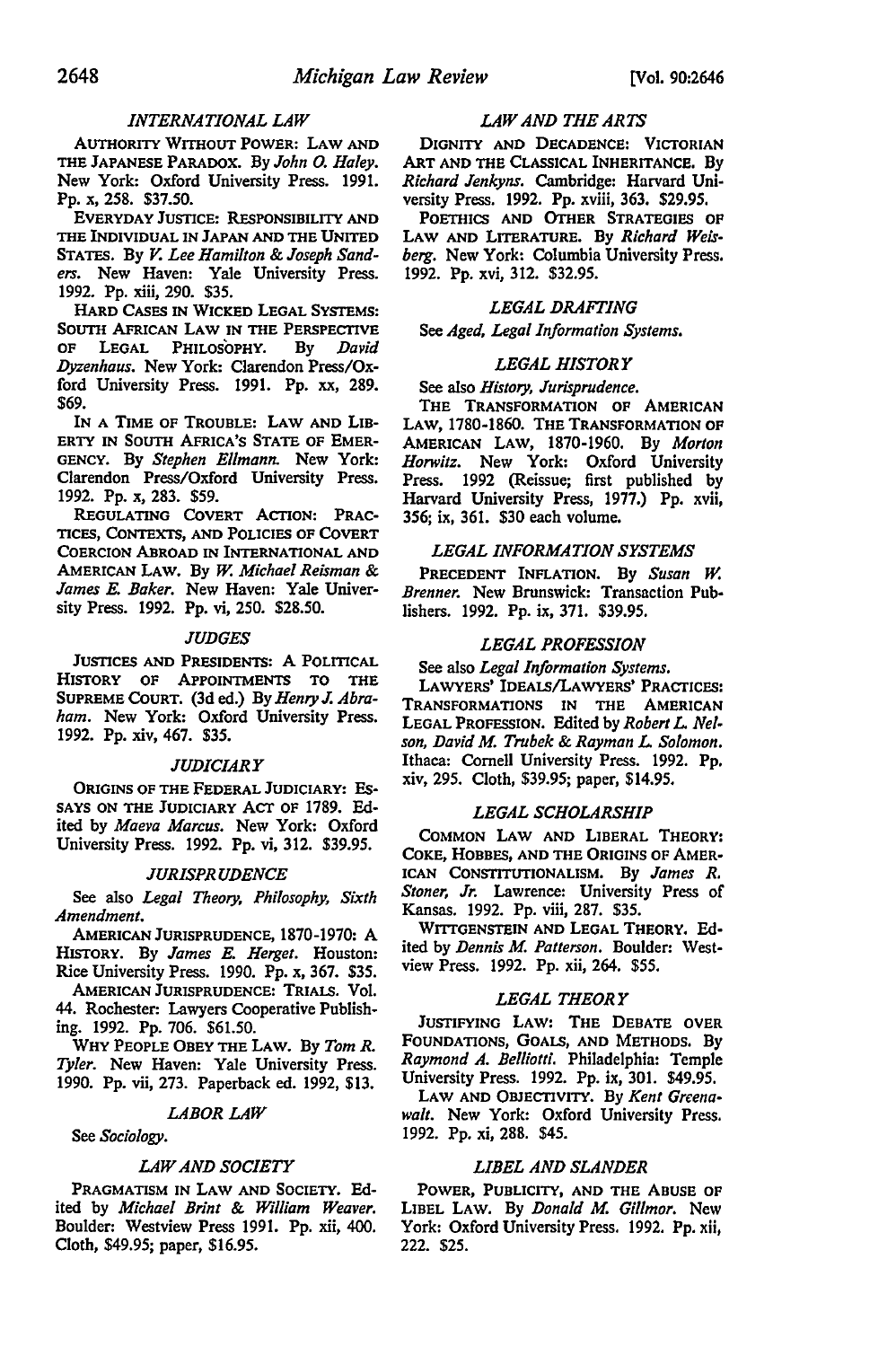### *INTERNATIONAL LAW*

AUTHORITY WITHOUT POWER: LAW AND THE JAPANESE PARADOX. By *John O. Haley*. New York: Oxford University Press. 1991. Pp. x, 258. $37.50.

EVERYDAY JUSTICE: RESPONSIBILITY AND THE INDIVIDUAL IN JAPAN AND THE UNITED STATES. By *V. Lee Hamilton & Joseph Sanders*. New Haven: Yale University Press. 1992. Pp. xiii, 290. $35.

HARD CASES IN WICKED LEGAL SYSTEMS: SOUTH AFRICAN LAW IN THE PERSPECTIVE OF LEGAL PHILOSOPHY. By *David Dyzenhaus*. New York: Clarendon Press/Oxford University Press. 1991. Pp. xx, 289. $69.

IN A TIME OF TROUBLE: LAW AND LIBERTY IN SOUTH AFRICA'S STATE OF EMERGENCY. By *Stephen Ellmann*. New York: Clarendon Press/Oxford University Press. 1992. Pp. x, 283. $59.

REGULATING COVERT ACTION: PRACTICES, CONTEXTS, AND POLICIES OF COVERT COERCION ABROAD IN INTERNATIONAL AND AMERICAN LAW. By *W. Michael Reisman & James E. Baker*. New Haven: Yale University Press. 1992. Pp. vi, 250. $28.50.

### *JUDGES*

JUSTICES AND PRESIDENTS: A POLITICAL HISTORY OF APPOINTMENTS TO THE SUPREME COURT. (3d ed.) By *Henry J. Abraham*. New York: Oxford University Press. 1992. Pp. xiv, 467. $35.

### *JUDICIARY*

ORIGINS OF THE FEDERAL JUDICIARY: ESSAYS ON THE JUDICIARY ACT OF 1789. Edited by *Maeva Marcus*. New York: Oxford University Press. 1992. Pp. vi, 312. $39.95.

### *JURISPRUDENCE*

See also *Legal Theory, Philosophy, Sixth Amendment.*

AMERICAN JURISPRUDENCE, 1870-1970: A HISTORY. By *James E. Herget*. Houston: Rice University Press. 1990. Pp. x, 367. $35.

AMERICAN JURISPRUDENCE: TRIALS. Vol. 44. Rochester: Lawyers Cooperative Publishing. 1992. Pp. 706. $61.50.

WHY PEOPLE OBEY THE LAW. By *Tom R. Tyler*. New Haven: Yale University Press. 1990. Pp. vii, 273. Paperback ed. 1992, $13.

### *LABOR LAW*

See *Sociology.*

### *LAW AND SOCIETY*

PRAGMATISM IN LAW AND SOCIETY. Edited by *Michael Brint & William Weaver*. Boulder: Westview Press 1991. Pp. xii, 400. Cloth, $49.95; paper, $16.95.

### *LAW AND THE ARTS*

DIGNITY AND DECADENCE: VICTORIAN ART AND THE CLASSICAL INHERITANCE. By *Richard Jenkyns*. Cambridge: Harvard University Press. 1992. Pp. xviii, 363. $29.95.

POETHICS AND OTHER STRATEGIES OF LAW AND LITERATURE. By *Richard Weisberg*. New York: Columbia University Press. 1992. Pp. xvi, 312. $32.95.

### *LEGAL DRAFTING*

See *Aged, Legal Information Systems.*

### *LEGAL HISTORY*

See also *History, Jurisprudence.*

THE TRANSFORMATION OF AMERICAN LAW, 1780-1860. THE TRANSFORMATION OF AMERICAN LAW, 1870-1960. By *Morton Horwitz*. New York: Oxford University Press. 1992 (Reissue; first published by Harvard University Press, 1977.) Pp. xvii, 356; ix, 361. $30 each volume.

### *LEGAL INFORMATION SYSTEMS*

PRECEDENT INFLATION. By *Susan W. Brenner*. New Brunswick: Transaction Publishers. 1992. Pp. ix, 371. $39.95.

### *LEGAL PROFESSION*

See also *Legal Information Systems.*

LAWYERS' IDEALS/LAWYERS' PRACTICES: TRANSFORMATIONS IN THE AMERICAN LEGAL PROFESSION. Edited by *Robert L. Nelson, David M. Trubek & Rayman L. Solomon*. Ithaca: Cornell University Press. 1992. Pp. xiv, 295. Cloth, $39.95; paper, $14.95.

### *LEGAL SCHOLARSHIP*

COMMON LAW AND LIBERAL THEORY: COKE, HOBBES, AND THE ORIGINS OF AMERICAN CONSTITUTIONALISM. By *James R. Stoner, Jr.* Lawrence: University Press of Kansas. 1992. Pp. viii, 287. $35.

WITTGENSTEIN AND LEGAL THEORY. Edited by *Dennis M. Patterson*. Boulder: Westview Press. 1992. Pp. xii, 264. $55.

### *LEGAL THEORY*

JUSTIFYING LAW: THE DEBATE OVER FOUNDATIONS, GOALS, AND METHODS. By *Raymond A. Belliotti*. Philadelphia: Temple University Press. 1992. Pp. ix, 301. $49.95.

LAW AND OBJECTIVITY. By *Kent Greenawalt*. New York: Oxford University Press. 1992. Pp. xi, 288. $45.

### *LIBEL AND SLANDER*

POWER, PUBLICITY, AND THE ABUSE OF LIBEL LAW. By *Donald M. Gillmor*. New York: Oxford University Press. 1992. Pp. xii, 222. $25.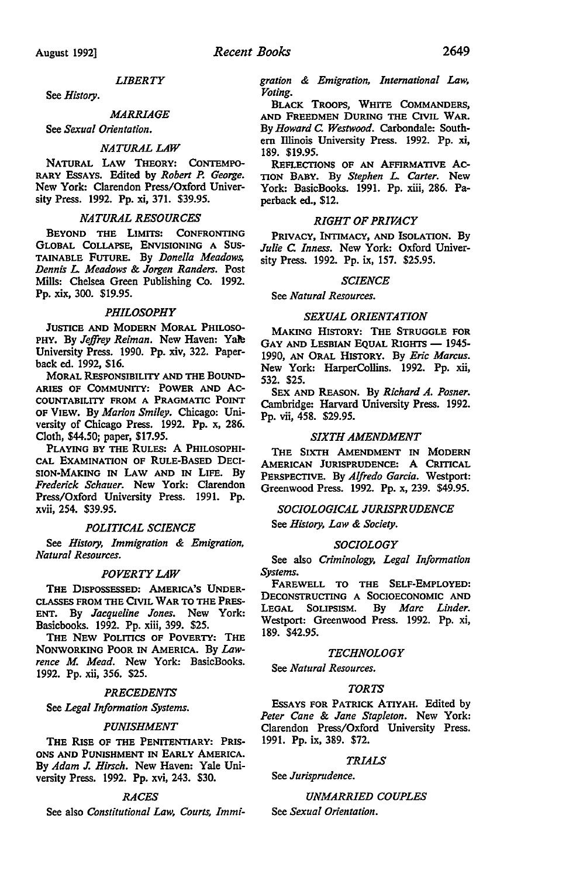*LIBERTY*

See *History*.

*MARRIAGE*

See *Sexual Orientation*.

*NATURAL LAW*

NATURAL LAW THEORY: CONTEMPORARY ESSAYS. Edited by *Robert P. George*. New York: Clarendon Press/Oxford University Press. 1992. Pp. xi, 371. $39.95.

*NATURAL RESOURCES*

BEYOND THE LIMITS: CONFRONTING GLOBAL COLLAPSE, ENVISIONING A SUSTAINABLE FUTURE. By *Donella Meadows, Dennis L. Meadows & Jorgen Randers*. Post Mills: Chelsea Green Publishing Co. 1992. Pp. xix, 300. $19.95.

*PHILOSOPHY*

JUSTICE AND MODERN MORAL PHILOSOPHY. By *Jeffrey Reiman*. New Haven: Yale University Press. 1990. Pp. xiv, 322. Paperback ed. 1992, $16.

MORAL RESPONSIBILITY AND THE BOUNDARIES OF COMMUNITY: POWER AND ACCOUNTABILITY FROM A PRAGMATIC POINT OF VIEW. By *Marion Smiley*. Chicago: University of Chicago Press. 1992. Pp. x, 286. Cloth, $44.50; paper, $17.95.

PLAYING BY THE RULES: A PHILOSOPHICAL EXAMINATION OF RULE-BASED DECISION-MAKING IN LAW AND IN LIFE. By *Frederick Schauer*. New York: Clarendon Press/Oxford University Press. 1991. Pp. xvii, 254. $39.95.

*POLITICAL SCIENCE*

See *History, Immigration & Emigration, Natural Resources*.

*POVERTY LAW*

THE DISPOSSESSED: AMERICA'S UNDERCLASSES FROM THE CIVIL WAR TO THE PRESENT. By *Jacqueline Jones*. New York: Basicbooks. 1992. Pp. xiii, 399. $25.

THE NEW POLITICS OF POVERTY: THE NONWORKING POOR IN AMERICA. By *Lawrence M. Mead*. New York: BasicBooks. 1992. Pp. xii, 356. $25.

*PRECEDENTS*

See *Legal Information Systems*.

*PUNISHMENT*

THE RISE OF THE PENITENTIARY: PRISONS AND PUNISHMENT IN EARLY AMERICA. By *Adam J. Hirsch*. New Haven: Yale University Press. 1992. Pp. xvi, 243. $30.

*RACES*

See also *Constitutional Law, Courts, Immigration & Emigration, International Law, Voting*.

BLACK TROOPS, WHITE COMMANDERS, AND FREEDMEN DURING THE CIVIL WAR. By *Howard C. Westwood*. Carbondale: Southern Illinois University Press. 1992. Pp. xi, 189. $19.95.

REFLECTIONS OF AN AFFIRMATIVE ACTION BABY. By *Stephen L. Carter*. New York: BasicBooks. 1991. Pp. xiii, 286. Paperback ed., $12.

*RIGHT OF PRIVACY*

PRIVACY, INTIMACY, AND ISOLATION. By *Julie C. Inness*. New York: Oxford University Press. 1992. Pp. ix, 157. $25.95.

*SCIENCE*

See *Natural Resources*.

*SEXUAL ORIENTATION*

MAKING HISTORY: THE STRUGGLE FOR GAY AND LESBIAN EQUAL RIGHTS — 1945-1990, AN ORAL HISTORY. By *Eric Marcus*. New York: HarperCollins. 1992. Pp. xii, 532. $25.

SEX AND REASON. By *Richard A. Posner*. Cambridge: Harvard University Press. 1992. Pp. vii, 458. $29.95.

*SIXTH AMENDMENT*

THE SIXTH AMENDMENT IN MODERN AMERICAN JURISPRUDENCE: A CRITICAL PERSPECTIVE. By *Alfredo Garcia*. Westport: Greenwood Press. 1992. Pp. x, 239. $49.95.

*SOCIOLOGICAL JURISPRUDENCE*

See *History, Law & Society*.

*SOCIOLOGY*

See also *Criminology, Legal Information Systems*.

FAREWELL TO THE SELF-EMPLOYED: DECONSTRUCTING A SOCIOECONOMIC AND LEGAL SOLIPSISM. By *Marc Linder*. Westport: Greenwood Press. 1992. Pp. xi, 189. $42.95.

*TECHNOLOGY*

See *Natural Resources*.

*TORTS*

ESSAYS FOR PATRICK ATIYAH. Edited by *Peter Cane & Jane Stapleton*. New York: Clarendon Press/Oxford University Press. 1991. Pp. ix, 389. $72.

*TRIALS*

See *Jurisprudence*.

*UNMARRIED COUPLES*

See *Sexual Orientation*.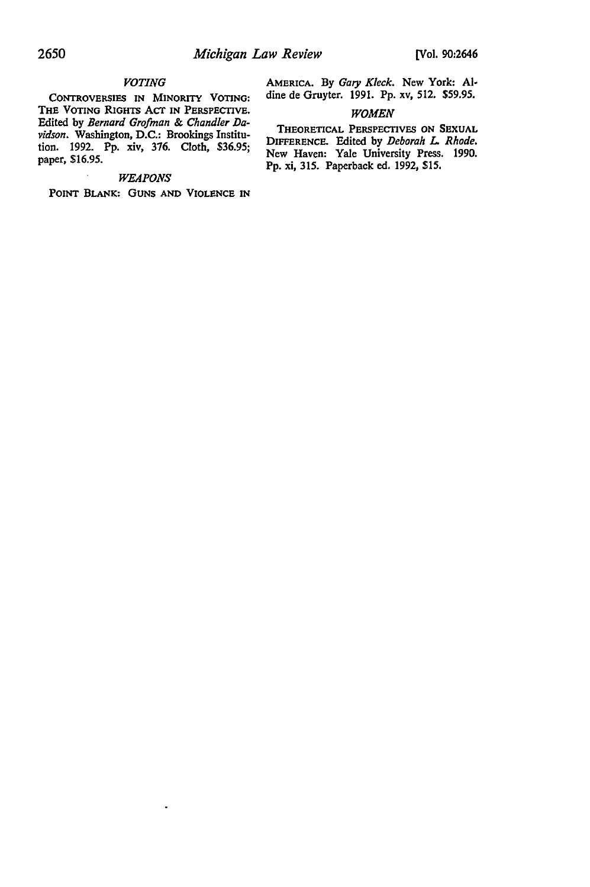### *VOTING*

CONTROVERSIES IN MINORITY VOTING: THE VOTING RIGHTS ACT IN PERSPECTIVE. Edited by *Bernard Grofman & Chandler Davidson*. Washington, D.C.: Brookings Institution. 1992. Pp. xiv, 376. Cloth, $36.95; paper, $16.95.

### *WEAPONS*

POINT BLANK: GUNS AND VIOLENCE IN AMERICA. By *Gary Kleck*. New York: Aldine de Gruyter. 1991. Pp. xv, 512. $59.95.

### *WOMEN*

THEORETICAL PERSPECTIVES ON SEXUAL DIFFERENCE. Edited by *Deborah L. Rhode*. New Haven: Yale University Press. 1990. Pp. xi, 315. Paperback ed. 1992, $15.